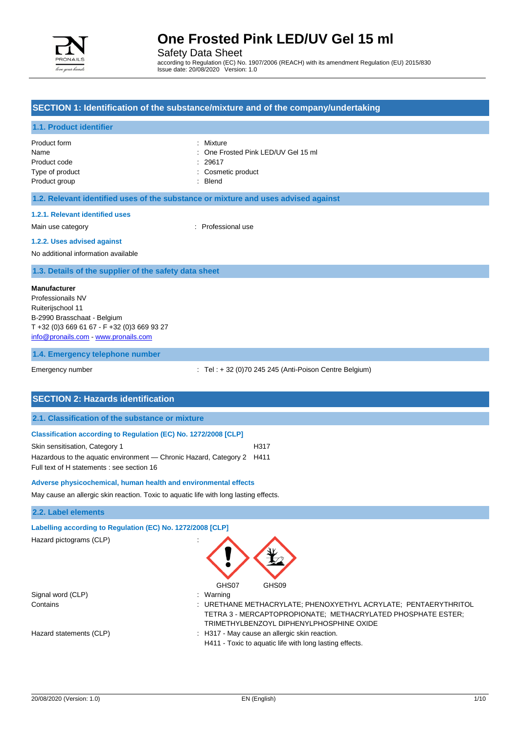# One Frosted Pink LED/UV Gel 15 ml

Safety Data Sheet

according to Regulation (EC) No. 1907/2006 (REACH) with its amendment Regulation (EU) 2015/830
Issue date: 20/08/2020 Version: 1.0

## SECTION 1: Identification of the substance/mixture and of the company/undertaking

### 1.1. Product identifier

| | |
|---|---|
| Product form | : Mixture |
| Name | : One Frosted Pink LED/UV Gel 15 ml |
| Product code | : 29617 |
| Type of product | : Cosmetic product |
| Product group | : Blend |

### 1.2. Relevant identified uses of the substance or mixture and uses advised against

#### 1.2.1. Relevant identified uses

Main use category : Professional use

#### 1.2.2. Uses advised against

No additional information available

### 1.3. Details of the supplier of the safety data sheet

**Manufacturer**
Professionails NV
Ruiterijschool 11
B-2990 Brasschaat - Belgium
T +32 (0)3 669 61 67 - F +32 (0)3 669 93 27
info@pronails.com - www.pronails.com

### 1.4. Emergency telephone number

Emergency number : Tel : + 32 (0)70 245 245 (Anti-Poison Centre Belgium)

## SECTION 2: Hazards identification

### 2.1. Classification of the substance or mixture

#### Classification according to Regulation (EC) No. 1272/2008 [CLP]

| | |
|---|---|
| Skin sensitisation, Category 1 | H317 |
| Hazardous to the aquatic environment — Chronic Hazard, Category 2 | H411 |

Full text of H statements : see section 16

#### Adverse physicochemical, human health and environmental effects

May cause an allergic skin reaction. Toxic to aquatic life with long lasting effects.

### 2.2. Label elements

#### Labelling according to Regulation (EC) No. 1272/2008 [CLP]

Hazard pictograms (CLP) :

GHS07 GHS09

Signal word (CLP) : Warning

Contains : URETHANE METHACRYLATE; PHENOXYETHYL ACRYLATE; PENTAERYTHRITOL TETRA 3 - MERCAPTOPROPIONATE; METHACRYLATED PHOSPHATE ESTER; TRIMETHYLBENZOYL DIPHENYLPHOSPHINE OXIDE

Hazard statements (CLP) : H317 - May cause an allergic skin reaction.
H411 - Toxic to aquatic life with long lasting effects.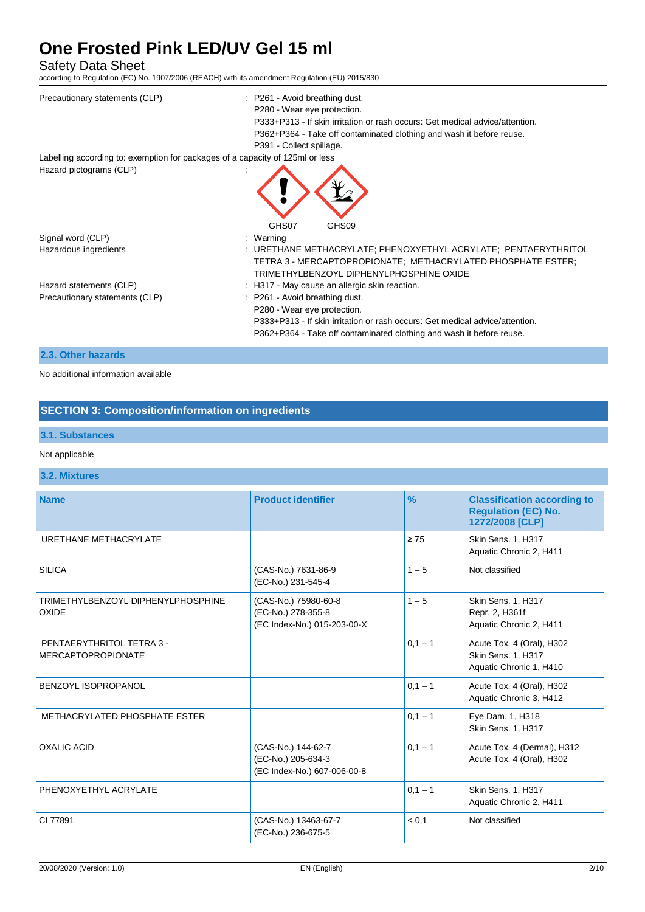Precautionary statements (CLP) : P261 - Avoid breathing dust.
P280 - Wear eye protection.
P333+P313 - If skin irritation or rash occurs: Get medical advice/attention.
P362+P364 - Take off contaminated clothing and wash it before reuse.
P391 - Collect spillage.

Labelling according to: exemption for packages of a capacity of 125ml or less

Hazard pictograms (CLP) :

GHS07 GHS09

Signal word (CLP) : Warning

Hazardous ingredients : URETHANE METHACRYLATE; PHENOXYETHYL ACRYLATE; PENTAERYTHRITOL TETRA 3 - MERCAPTOPROPIONATE; METHACRYLATED PHOSPHATE ESTER; TRIMETHYLBENZOYL DIPHENYLPHOSPHINE OXIDE

Hazard statements (CLP) : H317 - May cause an allergic skin reaction.

Precautionary statements (CLP) : P261 - Avoid breathing dust.
P280 - Wear eye protection.
P333+P313 - If skin irritation or rash occurs: Get medical advice/attention.
P362+P364 - Take off contaminated clothing and wash it before reuse.

### 2.3. Other hazards

No additional information available

## SECTION 3: Composition/information on ingredients

### 3.1. Substances

Not applicable

### 3.2. Mixtures

| Name | Product identifier | % | Classification according to Regulation (EC) No. 1272/2008 [CLP] |
|---|---|---|---|
| URETHANE METHACRYLATE | | ≥ 75 | Skin Sens. 1, H317<br>Aquatic Chronic 2, H411 |
| SILICA | (CAS-No.) 7631-86-9<br>(EC-No.) 231-545-4 | 1 – 5 | Not classified |
| TRIMETHYLBENZOYL DIPHENYLPHOSPHINE OXIDE | (CAS-No.) 75980-60-8<br>(EC-No.) 278-355-8<br>(EC Index-No.) 015-203-00-X | 1 – 5 | Skin Sens. 1, H317<br>Repr. 2, H361f<br>Aquatic Chronic 2, H411 |
| PENTAERYTHRITOL TETRA 3 - MERCAPTOPROPIONATE | | 0,1 – 1 | Acute Tox. 4 (Oral), H302<br>Skin Sens. 1, H317<br>Aquatic Chronic 1, H410 |
| BENZOYL ISOPROPANOL | | 0,1 – 1 | Acute Tox. 4 (Oral), H302<br>Aquatic Chronic 3, H412 |
| METHACRYLATED PHOSPHATE ESTER | | 0,1 – 1 | Eye Dam. 1, H318<br>Skin Sens. 1, H317 |
| OXALIC ACID | (CAS-No.) 144-62-7<br>(EC-No.) 205-634-3<br>(EC Index-No.) 607-006-00-8 | 0,1 – 1 | Acute Tox. 4 (Dermal), H312<br>Acute Tox. 4 (Oral), H302 |
| PHENOXYETHYL ACRYLATE | | 0,1 – 1 | Skin Sens. 1, H317<br>Aquatic Chronic 2, H411 |
| CI 77891 | (CAS-No.) 13463-67-7<br>(EC-No.) 236-675-5 | < 0,1 | Not classified |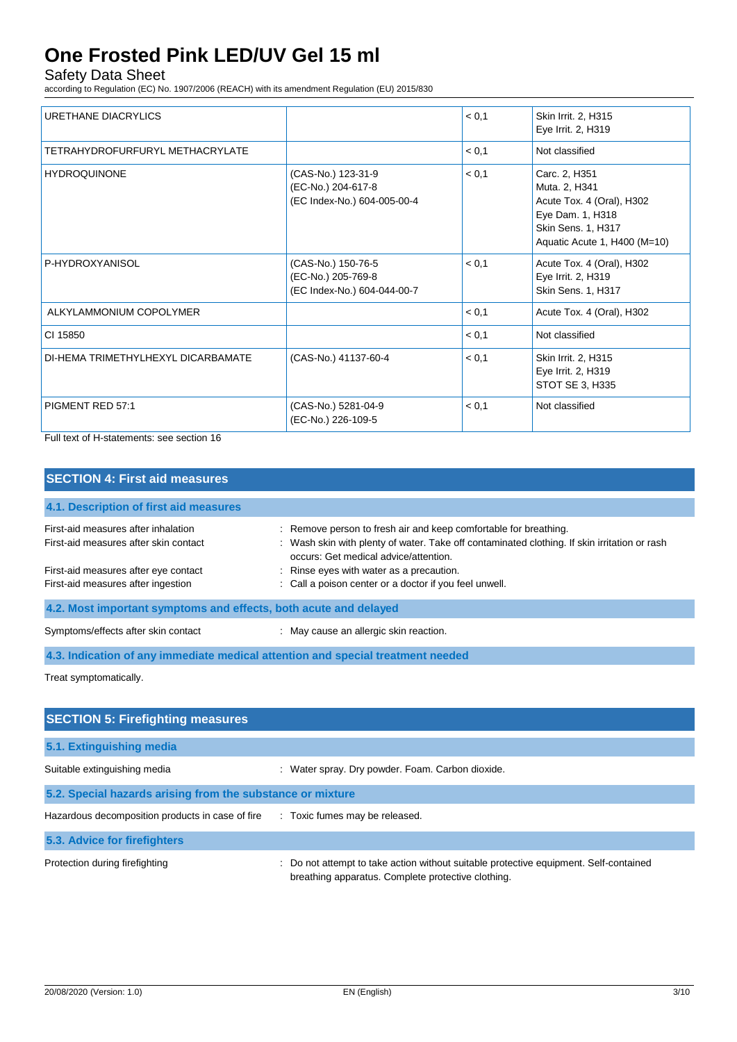| | | | |
|---|---|---|---|
| URETHANE DIACRYLICS | | < 0,1 | Skin Irrit. 2, H315<br>Eye Irrit. 2, H319 |
| TETRAHYDROFURFURYL METHACRYLATE | | < 0,1 | Not classified |
| HYDROQUINONE | (CAS-No.) 123-31-9<br>(EC-No.) 204-617-8<br>(EC Index-No.) 604-005-00-4 | < 0,1 | Carc. 2, H351<br>Muta. 2, H341<br>Acute Tox. 4 (Oral), H302<br>Eye Dam. 1, H318<br>Skin Sens. 1, H317<br>Aquatic Acute 1, H400 (M=10) |
| P-HYDROXYANISOL | (CAS-No.) 150-76-5<br>(EC-No.) 205-769-8<br>(EC Index-No.) 604-044-00-7 | < 0,1 | Acute Tox. 4 (Oral), H302<br>Eye Irrit. 2, H319<br>Skin Sens. 1, H317 |
| ALKYLAMMONIUM COPOLYMER | | < 0,1 | Acute Tox. 4 (Oral), H302 |
| CI 15850 | | < 0,1 | Not classified |
| DI-HEMA TRIMETHYLHEXYL DICARBAMATE | (CAS-No.) 41137-60-4 | < 0,1 | Skin Irrit. 2, H315<br>Eye Irrit. 2, H319<br>STOT SE 3, H335 |
| PIGMENT RED 57:1 | (CAS-No.) 5281-04-9<br>(EC-No.) 226-109-5 | < 0,1 | Not classified |

Full text of H-statements: see section 16

## SECTION 4: First aid measures

### 4.1. Description of first aid measures

First-aid measures after inhalation : Remove person to fresh air and keep comfortable for breathing.

First-aid measures after skin contact : Wash skin with plenty of water. Take off contaminated clothing. If skin irritation or rash occurs: Get medical advice/attention.

First-aid measures after eye contact : Rinse eyes with water as a precaution.

First-aid measures after ingestion : Call a poison center or a doctor if you feel unwell.

### 4.2. Most important symptoms and effects, both acute and delayed

Symptoms/effects after skin contact : May cause an allergic skin reaction.

### 4.3. Indication of any immediate medical attention and special treatment needed

Treat symptomatically.

## SECTION 5: Firefighting measures

### 5.1. Extinguishing media

Suitable extinguishing media : Water spray. Dry powder. Foam. Carbon dioxide.

### 5.2. Special hazards arising from the substance or mixture

Hazardous decomposition products in case of fire : Toxic fumes may be released.

### 5.3. Advice for firefighters

Protection during firefighting : Do not attempt to take action without suitable protective equipment. Self-contained breathing apparatus. Complete protective clothing.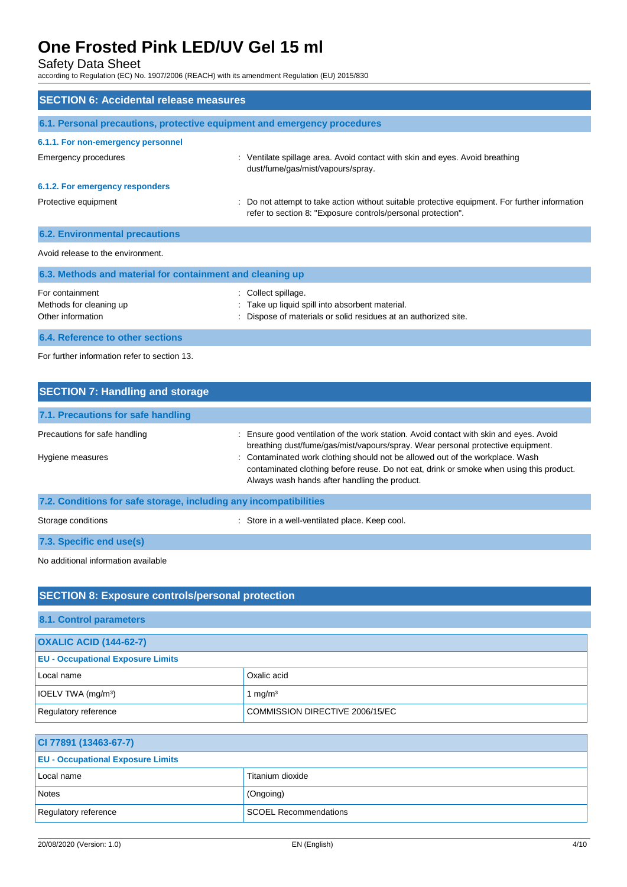## SECTION 6: Accidental release measures

### 6.1. Personal precautions, protective equipment and emergency procedures

#### 6.1.1. For non-emergency personnel

Emergency procedures : Ventilate spillage area. Avoid contact with skin and eyes. Avoid breathing dust/fume/gas/mist/vapours/spray.

#### 6.1.2. For emergency responders

Protective equipment : Do not attempt to take action without suitable protective equipment. For further information refer to section 8: "Exposure controls/personal protection".

### 6.2. Environmental precautions

Avoid release to the environment.

### 6.3. Methods and material for containment and cleaning up

For containment : Collect spillage.

Methods for cleaning up : Take up liquid spill into absorbent material.

Other information : Dispose of materials or solid residues at an authorized site.

### 6.4. Reference to other sections

For further information refer to section 13.

## SECTION 7: Handling and storage

### 7.1. Precautions for safe handling

Precautions for safe handling : Ensure good ventilation of the work station. Avoid contact with skin and eyes. Avoid breathing dust/fume/gas/mist/vapours/spray. Wear personal protective equipment.

Hygiene measures : Contaminated work clothing should not be allowed out of the workplace. Wash contaminated clothing before reuse. Do not eat, drink or smoke when using this product. Always wash hands after handling the product.

### 7.2. Conditions for safe storage, including any incompatibilities

Storage conditions : Store in a well-ventilated place. Keep cool.

### 7.3. Specific end use(s)

No additional information available

## SECTION 8: Exposure controls/personal protection

### 8.1. Control parameters

| OXALIC ACID (144-62-7) | |
|---|---|
| **EU - Occupational Exposure Limits** | |
| Local name | Oxalic acid |
| IOELV TWA (mg/m³) | 1 mg/m³ |
| Regulatory reference | COMMISSION DIRECTIVE 2006/15/EC |

| CI 77891 (13463-67-7) | |
|---|---|
| **EU - Occupational Exposure Limits** | |
| Local name | Titanium dioxide |
| Notes | (Ongoing) |
| Regulatory reference | SCOEL Recommendations |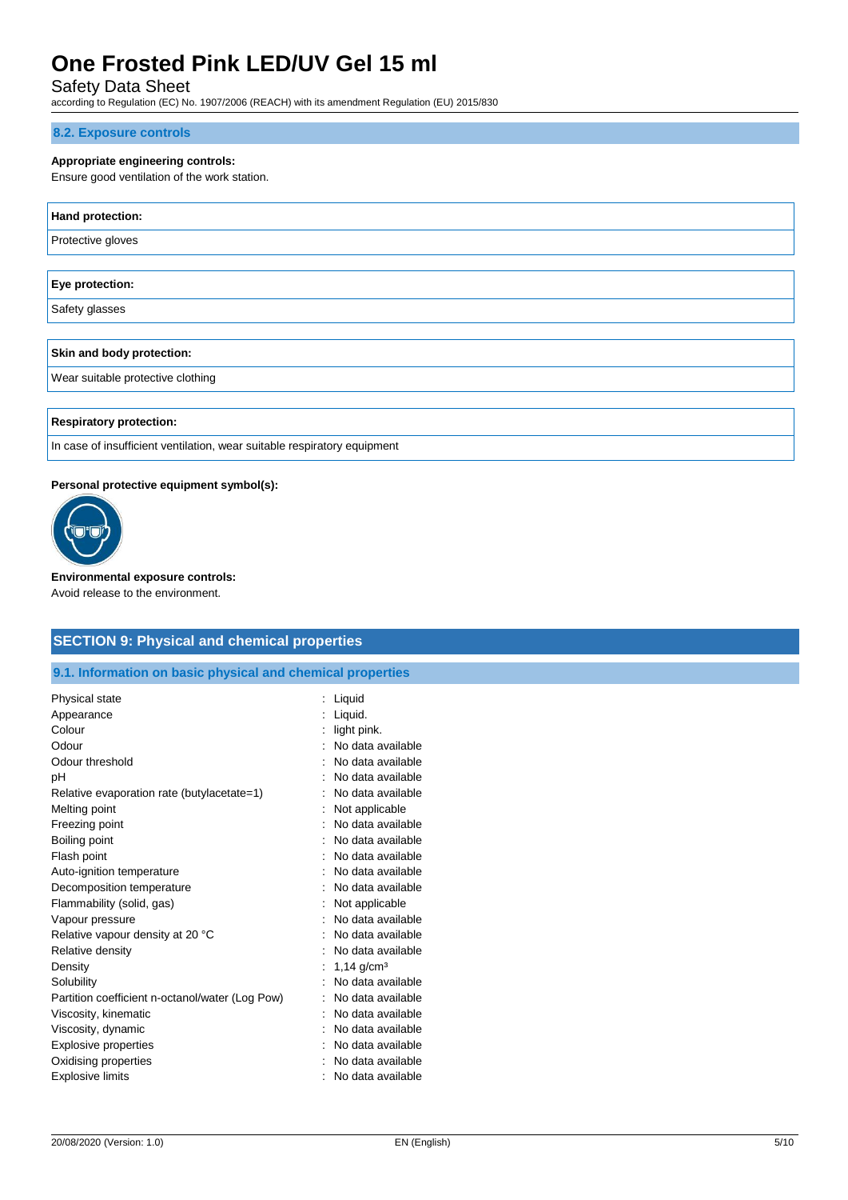### 8.2. Exposure controls

**Appropriate engineering controls:**
Ensure good ventilation of the work station.

| Hand protection: |
| --- |
| Protective gloves |

| Eye protection: |
| --- |
| Safety glasses |

| Skin and body protection: |
| --- |
| Wear suitable protective clothing |

| Respiratory protection: |
| --- |
| In case of insufficient ventilation, wear suitable respiratory equipment |

**Personal protective equipment symbol(s):**

**Environmental exposure controls:**
Avoid release to the environment.

## SECTION 9: Physical and chemical properties

### 9.1. Information on basic physical and chemical properties

| | |
| --- | --- |
| Physical state | : Liquid |
| Appearance | : Liquid. |
| Colour | : light pink. |
| Odour | : No data available |
| Odour threshold | : No data available |
| pH | : No data available |
| Relative evaporation rate (butylacetate=1) | : No data available |
| Melting point | : Not applicable |
| Freezing point | : No data available |
| Boiling point | : No data available |
| Flash point | : No data available |
| Auto-ignition temperature | : No data available |
| Decomposition temperature | : No data available |
| Flammability (solid, gas) | : Not applicable |
| Vapour pressure | : No data available |
| Relative vapour density at 20 °C | : No data available |
| Relative density | : No data available |
| Density | : 1,14 g/cm³ |
| Solubility | : No data available |
| Partition coefficient n-octanol/water (Log Pow) | : No data available |
| Viscosity, kinematic | : No data available |
| Viscosity, dynamic | : No data available |
| Explosive properties | : No data available |
| Oxidising properties | : No data available |
| Explosive limits | : No data available |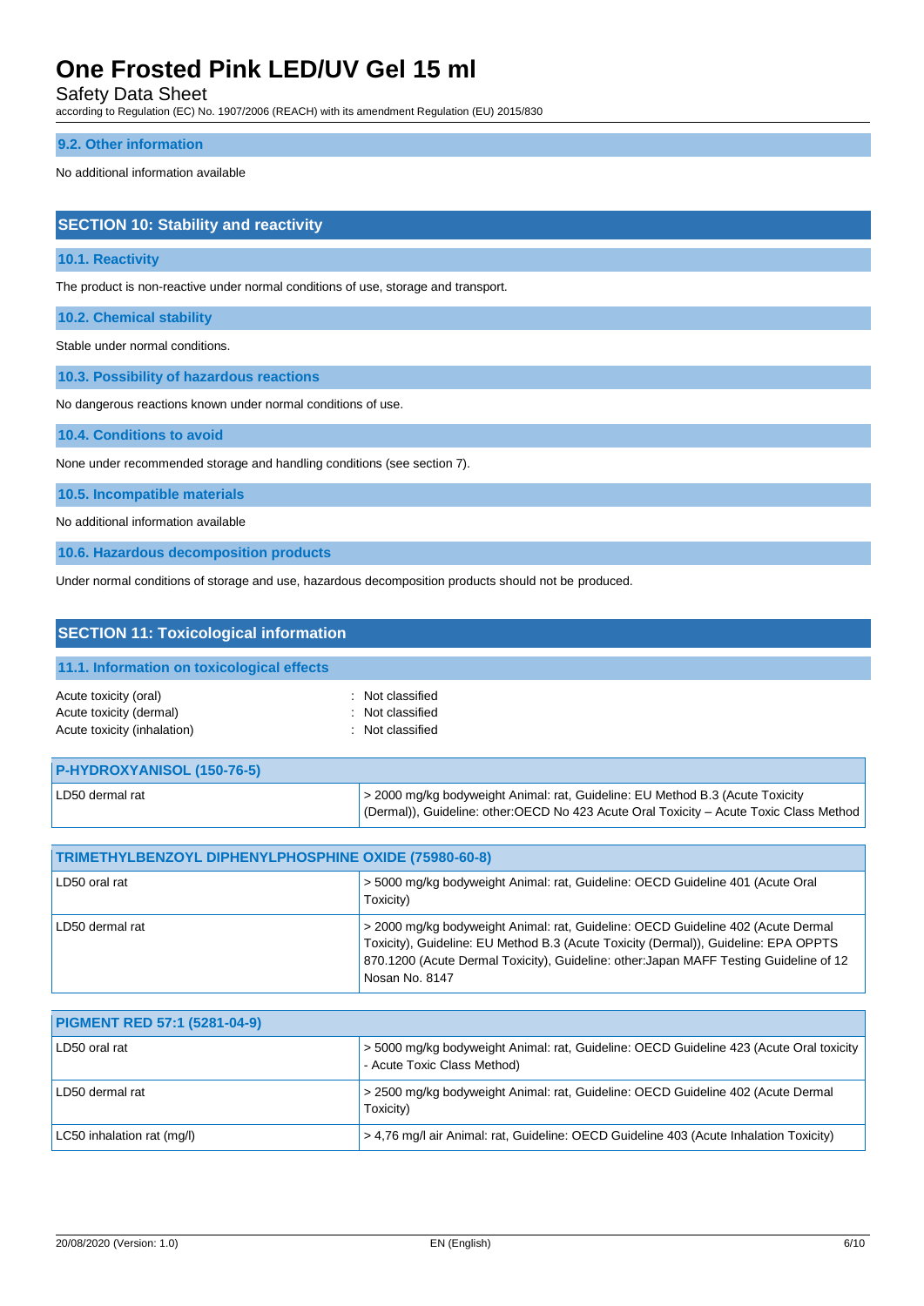### 9.2. Other information

No additional information available

## SECTION 10: Stability and reactivity

### 10.1. Reactivity

The product is non-reactive under normal conditions of use, storage and transport.

### 10.2. Chemical stability

Stable under normal conditions.

### 10.3. Possibility of hazardous reactions

No dangerous reactions known under normal conditions of use.

### 10.4. Conditions to avoid

None under recommended storage and handling conditions (see section 7).

### 10.5. Incompatible materials

No additional information available

### 10.6. Hazardous decomposition products

Under normal conditions of storage and use, hazardous decomposition products should not be produced.

## SECTION 11: Toxicological information

### 11.1. Information on toxicological effects

Acute toxicity (oral) : Not classified
Acute toxicity (dermal) : Not classified
Acute toxicity (inhalation) : Not classified

| P-HYDROXYANISOL (150-76-5) | |
|---|---|
| LD50 dermal rat | > 2000 mg/kg bodyweight Animal: rat, Guideline: EU Method B.3 (Acute Toxicity (Dermal)), Guideline: other:OECD No 423 Acute Oral Toxicity – Acute Toxic Class Method |

| TRIMETHYLBENZOYL DIPHENYLPHOSPHINE OXIDE (75980-60-8) | |
|---|---|
| LD50 oral rat | > 5000 mg/kg bodyweight Animal: rat, Guideline: OECD Guideline 401 (Acute Oral Toxicity) |
| LD50 dermal rat | > 2000 mg/kg bodyweight Animal: rat, Guideline: OECD Guideline 402 (Acute Dermal Toxicity), Guideline: EU Method B.3 (Acute Toxicity (Dermal)), Guideline: EPA OPPTS 870.1200 (Acute Dermal Toxicity), Guideline: other:Japan MAFF Testing Guideline of 12 Nosan No. 8147 |

| PIGMENT RED 57:1 (5281-04-9) | |
|---|---|
| LD50 oral rat | > 5000 mg/kg bodyweight Animal: rat, Guideline: OECD Guideline 423 (Acute Oral toxicity - Acute Toxic Class Method) |
| LD50 dermal rat | > 2500 mg/kg bodyweight Animal: rat, Guideline: OECD Guideline 402 (Acute Dermal Toxicity) |
| LC50 inhalation rat (mg/l) | > 4,76 mg/l air Animal: rat, Guideline: OECD Guideline 403 (Acute Inhalation Toxicity) |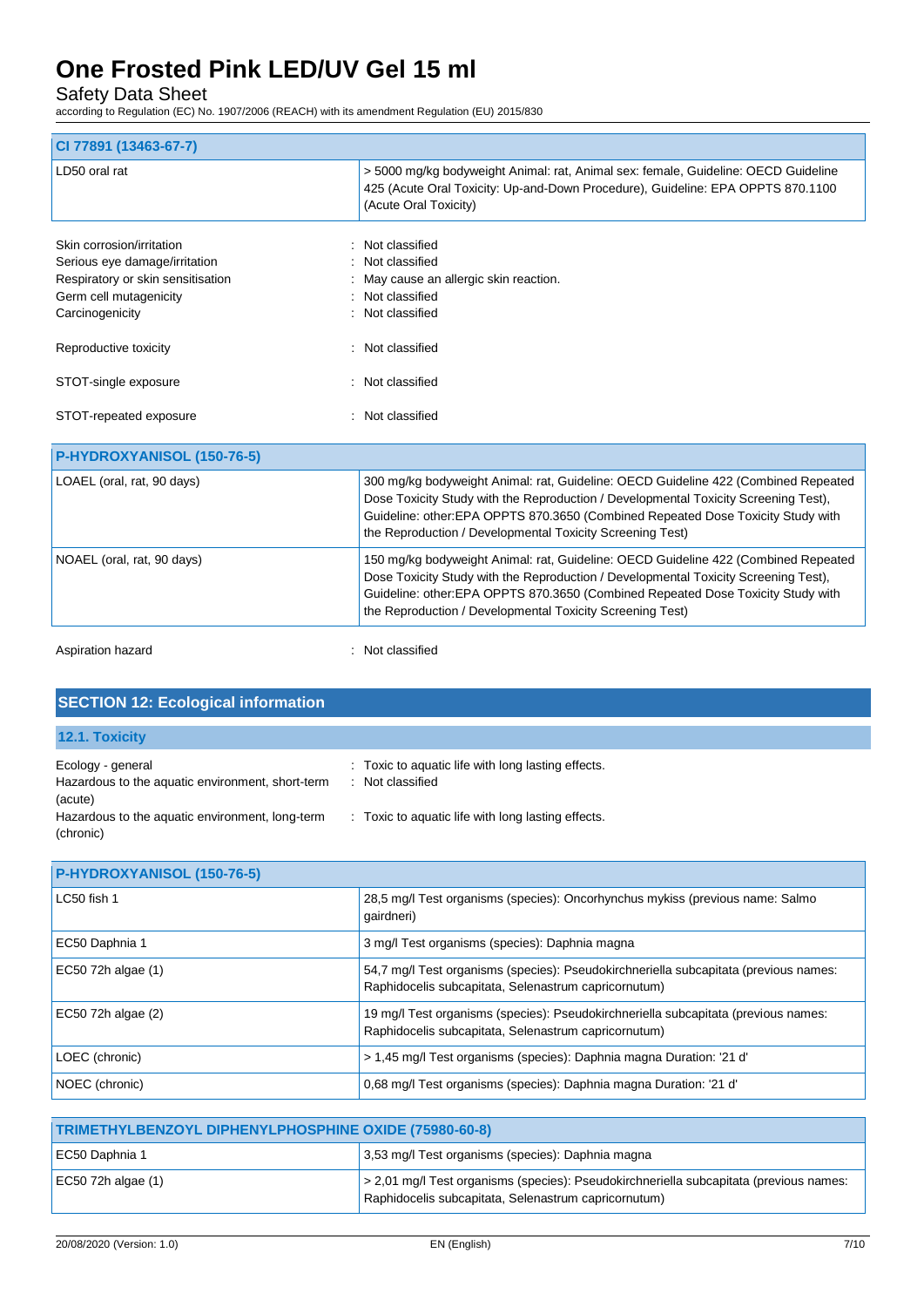| CI 77891 (13463-67-7) | |
|---|---|
| LD50 oral rat | > 5000 mg/kg bodyweight Animal: rat, Animal sex: female, Guideline: OECD Guideline 425 (Acute Oral Toxicity: Up-and-Down Procedure), Guideline: EPA OPPTS 870.1100 (Acute Oral Toxicity) |

Skin corrosion/irritation : Not classified
Serious eye damage/irritation : Not classified
Respiratory or skin sensitisation : May cause an allergic skin reaction.
Germ cell mutagenicity : Not classified
Carcinogenicity : Not classified

Reproductive toxicity : Not classified

STOT-single exposure : Not classified

STOT-repeated exposure : Not classified

| P-HYDROXYANISOL (150-76-5) | |
|---|---|
| LOAEL (oral, rat, 90 days) | 300 mg/kg bodyweight Animal: rat, Guideline: OECD Guideline 422 (Combined Repeated Dose Toxicity Study with the Reproduction / Developmental Toxicity Screening Test), Guideline: other:EPA OPPTS 870.3650 (Combined Repeated Dose Toxicity Study with the Reproduction / Developmental Toxicity Screening Test) |
| NOAEL (oral, rat, 90 days) | 150 mg/kg bodyweight Animal: rat, Guideline: OECD Guideline 422 (Combined Repeated Dose Toxicity Study with the Reproduction / Developmental Toxicity Screening Test), Guideline: other:EPA OPPTS 870.3650 (Combined Repeated Dose Toxicity Study with the Reproduction / Developmental Toxicity Screening Test) |

Aspiration hazard : Not classified

## SECTION 12: Ecological information

### 12.1. Toxicity

Ecology - general : Toxic to aquatic life with long lasting effects.
Hazardous to the aquatic environment, short-term (acute) : Not classified
Hazardous to the aquatic environment, long-term (chronic) : Toxic to aquatic life with long lasting effects.

| P-HYDROXYANISOL (150-76-5) | |
|---|---|
| LC50 fish 1 | 28,5 mg/l Test organisms (species): Oncorhynchus mykiss (previous name: Salmo gairdneri) |
| EC50 Daphnia 1 | 3 mg/l Test organisms (species): Daphnia magna |
| EC50 72h algae (1) | 54,7 mg/l Test organisms (species): Pseudokirchneriella subcapitata (previous names: Raphidocelis subcapitata, Selenastrum capricornutum) |
| EC50 72h algae (2) | 19 mg/l Test organisms (species): Pseudokirchneriella subcapitata (previous names: Raphidocelis subcapitata, Selenastrum capricornutum) |
| LOEC (chronic) | > 1,45 mg/l Test organisms (species): Daphnia magna Duration: '21 d' |
| NOEC (chronic) | 0,68 mg/l Test organisms (species): Daphnia magna Duration: '21 d' |

| TRIMETHYLBENZOYL DIPHENYLPHOSPHINE OXIDE (75980-60-8) | |
|---|---|
| EC50 Daphnia 1 | 3,53 mg/l Test organisms (species): Daphnia magna |
| EC50 72h algae (1) | > 2,01 mg/l Test organisms (species): Pseudokirchneriella subcapitata (previous names: Raphidocelis subcapitata, Selenastrum capricornutum) |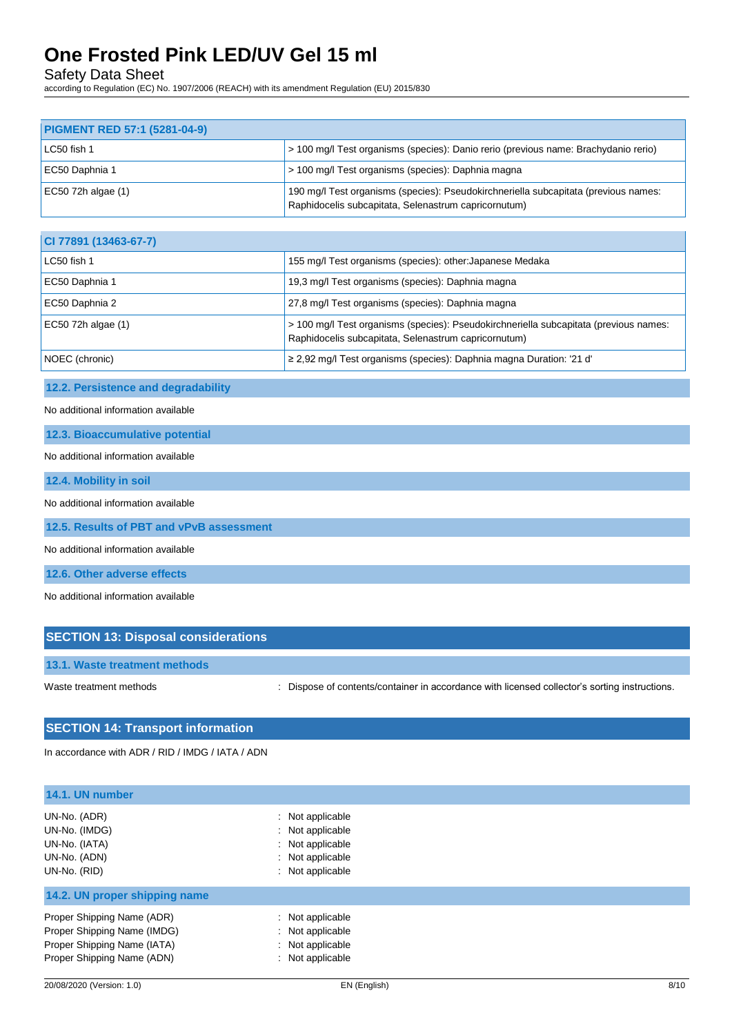| PIGMENT RED 57:1 (5281-04-9) | |
|---|---|
| LC50 fish 1 | > 100 mg/l Test organisms (species): Danio rerio (previous name: Brachydanio rerio) |
| EC50 Daphnia 1 | > 100 mg/l Test organisms (species): Daphnia magna |
| EC50 72h algae (1) | 190 mg/l Test organisms (species): Pseudokirchneriella subcapitata (previous names: Raphidocelis subcapitata, Selenastrum capricornutum) |

| CI 77891 (13463-67-7) | |
|---|---|
| LC50 fish 1 | 155 mg/l Test organisms (species): other:Japanese Medaka |
| EC50 Daphnia 1 | 19,3 mg/l Test organisms (species): Daphnia magna |
| EC50 Daphnia 2 | 27,8 mg/l Test organisms (species): Daphnia magna |
| EC50 72h algae (1) | > 100 mg/l Test organisms (species): Pseudokirchneriella subcapitata (previous names: Raphidocelis subcapitata, Selenastrum capricornutum) |
| NOEC (chronic) | ≥ 2,92 mg/l Test organisms (species): Daphnia magna Duration: '21 d' |

### 12.2. Persistence and degradability

No additional information available

### 12.3. Bioaccumulative potential

No additional information available

### 12.4. Mobility in soil

No additional information available

### 12.5. Results of PBT and vPvB assessment

No additional information available

### 12.6. Other adverse effects

No additional information available

## SECTION 13: Disposal considerations

### 13.1. Waste treatment methods

Waste treatment methods : Dispose of contents/container in accordance with licensed collector's sorting instructions.

## SECTION 14: Transport information

In accordance with ADR / RID / IMDG / IATA / ADN

### 14.1. UN number

UN-No. (ADR) : Not applicable
UN-No. (IMDG) : Not applicable
UN-No. (IATA) : Not applicable
UN-No. (ADN) : Not applicable
UN-No. (RID) : Not applicable

### 14.2. UN proper shipping name

Proper Shipping Name (ADR) : Not applicable
Proper Shipping Name (IMDG) : Not applicable
Proper Shipping Name (IATA) : Not applicable
Proper Shipping Name (ADN) : Not applicable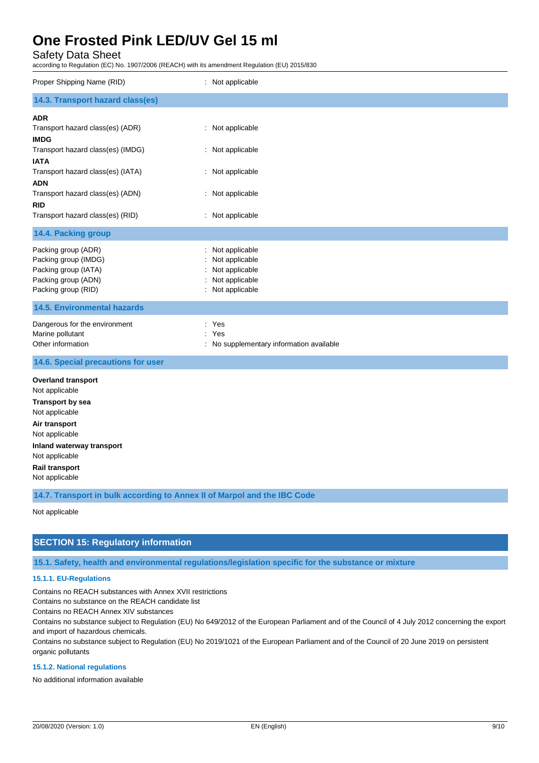| | |
|---|---|
| Proper Shipping Name (RID) | : Not applicable |

### 14.3. Transport hazard class(es)

**ADR**

| | |
|---|---|
| Transport hazard class(es) (ADR) | : Not applicable |

**IMDG**

| | |
|---|---|
| Transport hazard class(es) (IMDG) | : Not applicable |

**IATA**

| | |
|---|---|
| Transport hazard class(es) (IATA) | : Not applicable |

**ADN**

| | |
|---|---|
| Transport hazard class(es) (ADN) | : Not applicable |

**RID**

| | |
|---|---|
| Transport hazard class(es) (RID) | : Not applicable |

### 14.4. Packing group

| | |
|---|---|
| Packing group (ADR) | : Not applicable |
| Packing group (IMDG) | : Not applicable |
| Packing group (IATA) | : Not applicable |
| Packing group (ADN) | : Not applicable |
| Packing group (RID) | : Not applicable |

### 14.5. Environmental hazards

| | |
|---|---|
| Dangerous for the environment | : Yes |
| Marine pollutant | : Yes |
| Other information | : No supplementary information available |

### 14.6. Special precautions for user

**Overland transport**
Not applicable

**Transport by sea**
Not applicable

**Air transport**
Not applicable

**Inland waterway transport**
Not applicable

**Rail transport**
Not applicable

### 14.7. Transport in bulk according to Annex II of Marpol and the IBC Code

Not applicable

## SECTION 15: Regulatory information

### 15.1. Safety, health and environmental regulations/legislation specific for the substance or mixture

#### 15.1.1. EU-Regulations

Contains no REACH substances with Annex XVII restrictions
Contains no substance on the REACH candidate list
Contains no REACH Annex XIV substances
Contains no substance subject to Regulation (EU) No 649/2012 of the European Parliament and of the Council of 4 July 2012 concerning the export and import of hazardous chemicals.
Contains no substance subject to Regulation (EU) No 2019/1021 of the European Parliament and of the Council of 20 June 2019 on persistent organic pollutants

#### 15.1.2. National regulations

No additional information available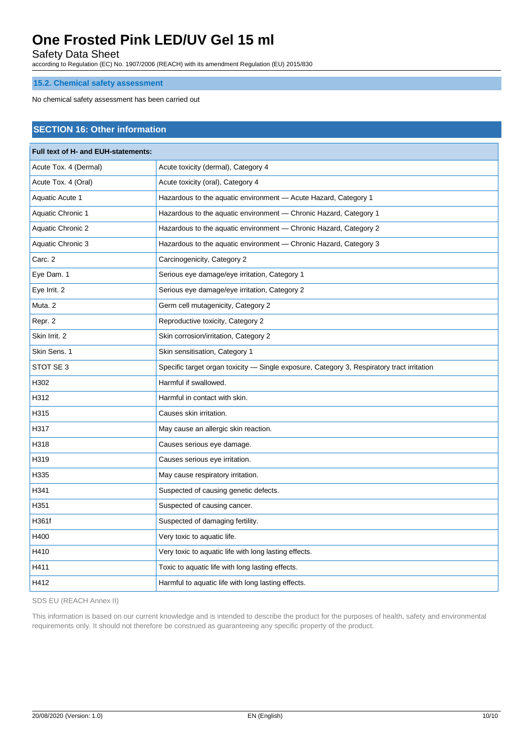### 15.2. Chemical safety assessment

No chemical safety assessment has been carried out

## SECTION 16: Other information

| Full text of H- and EUH-statements: | |
| --- | --- |
| Acute Tox. 4 (Dermal) | Acute toxicity (dermal), Category 4 |
| Acute Tox. 4 (Oral) | Acute toxicity (oral), Category 4 |
| Aquatic Acute 1 | Hazardous to the aquatic environment — Acute Hazard, Category 1 |
| Aquatic Chronic 1 | Hazardous to the aquatic environment — Chronic Hazard, Category 1 |
| Aquatic Chronic 2 | Hazardous to the aquatic environment — Chronic Hazard, Category 2 |
| Aquatic Chronic 3 | Hazardous to the aquatic environment — Chronic Hazard, Category 3 |
| Carc. 2 | Carcinogenicity, Category 2 |
| Eye Dam. 1 | Serious eye damage/eye irritation, Category 1 |
| Eye Irrit. 2 | Serious eye damage/eye irritation, Category 2 |
| Muta. 2 | Germ cell mutagenicity, Category 2 |
| Repr. 2 | Reproductive toxicity, Category 2 |
| Skin Irrit. 2 | Skin corrosion/irritation, Category 2 |
| Skin Sens. 1 | Skin sensitisation, Category 1 |
| STOT SE 3 | Specific target organ toxicity — Single exposure, Category 3, Respiratory tract irritation |
| H302 | Harmful if swallowed. |
| H312 | Harmful in contact with skin. |
| H315 | Causes skin irritation. |
| H317 | May cause an allergic skin reaction. |
| H318 | Causes serious eye damage. |
| H319 | Causes serious eye irritation. |
| H335 | May cause respiratory irritation. |
| H341 | Suspected of causing genetic defects. |
| H351 | Suspected of causing cancer. |
| H361f | Suspected of damaging fertility. |
| H400 | Very toxic to aquatic life. |
| H410 | Very toxic to aquatic life with long lasting effects. |
| H411 | Toxic to aquatic life with long lasting effects. |
| H412 | Harmful to aquatic life with long lasting effects. |

SDS EU (REACH Annex II)

This information is based on our current knowledge and is intended to describe the product for the purposes of health, safety and environmental requirements only. It should not therefore be construed as guaranteeing any specific property of the product.